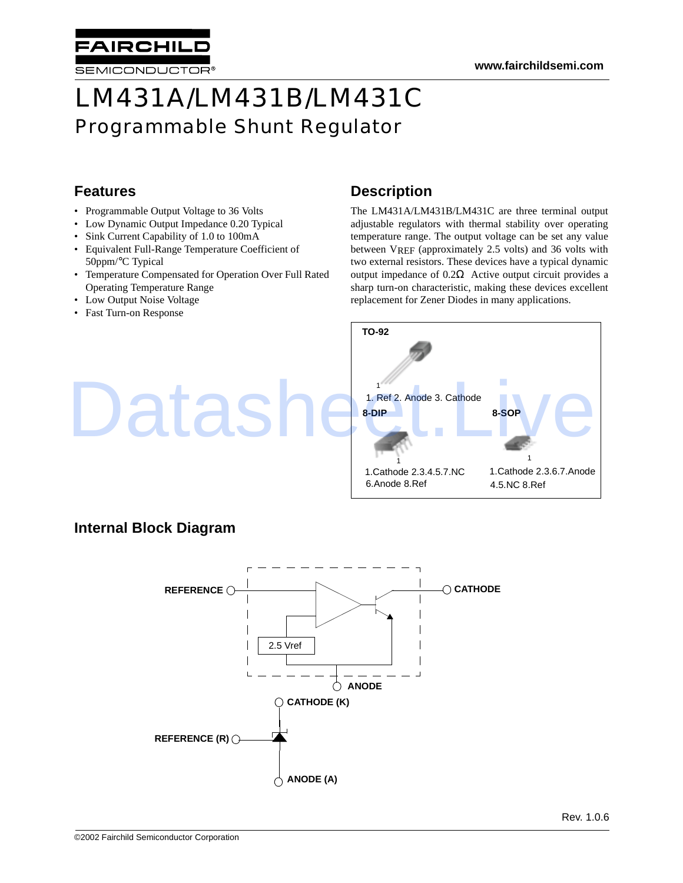# LM431A/LM431B/LM431C

## Programmable Shunt Regulator

### Features

- Programmable Output Voltage to 36 Volts
- Low Dynamic Output Impedance 0.2Ω Typical
- Sink Current Capability of 1.0 to 100mA
- Equivalent Full-Range Temperature Coefficient of 50ppm/°C Typical
- Temperature Compensated for Operation Over Full Rated Operating Temperature Range
- Low Output Noise Voltage
- Fast Turn-on Response

### Description

The LM431A/LM431B/LM431C are three terminal output adjustable regulators with thermal stability over operating temperature range. The output voltage can be set any value between $V_{REF}$ (approximately 2.5 volts) and 36 volts with two external resistors. These devices have a typical dynamic output impedance of 0.2Ω Active output circuit provides a sharp turn-on characteristic, making these devices excellent replacement for Zener Diodes in many applications.

**TO-92**

1. Ref 2. Anode 3. Cathode

**8-DIP**

1.Cathode 2.3.4.5.7.NC 6.Anode 8.Ref

**8-SOP**

1.Cathode 2.3.6.7.Anode 4.5.NC 8.Ref

### Internal Block Diagram

REFERENCE, CATHODE, 2.5 Vref, ANODE

CATHODE (K), REFERENCE (R), ANODE (A)

Rev. 1.0.6

©2002 Fairchild Semiconductor Corporation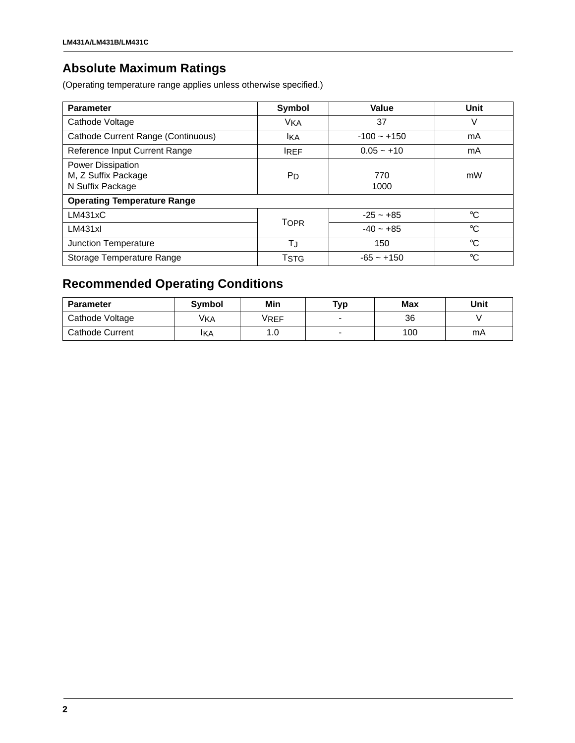## Absolute Maximum Ratings

(Operating temperature range applies unless otherwise specified.)

| Parameter | Symbol | Value | Unit |
|---|---|---|---|
| Cathode Voltage | $V_{KA}$ | 37 | V |
| Cathode Current Range (Continuous) | $I_{KA}$ | -100 ~ +150 | mA |
| Reference Input Current Range | $I_{REF}$ | 0.05 ~ +10 | mA |
| Power Dissipation<br>M, Z Suffix Package<br>N Suffix Package | $P_D$ | 770<br>1000 | mW |
| **Operating Temperature Range** | | | |
| LM431xC | $T_{OPR}$ | -25 ~ +85 | °C |
| LM431xI | | -40 ~ +85 | °C |
| Junction Temperature | $T_J$ | 150 | °C |
| Storage Temperature Range | $T_{STG}$ | -65 ~ +150 | °C |

## Recommended Operating Conditions

| Parameter | Symbol | Min | Typ | Max | Unit |
|---|---|---|---|---|---|
| Cathode Voltage | $V_{KA}$ | $V_{REF}$ | - | 36 | V |
| Cathode Current | $I_{KA}$ | 1.0 | - | 100 | mA |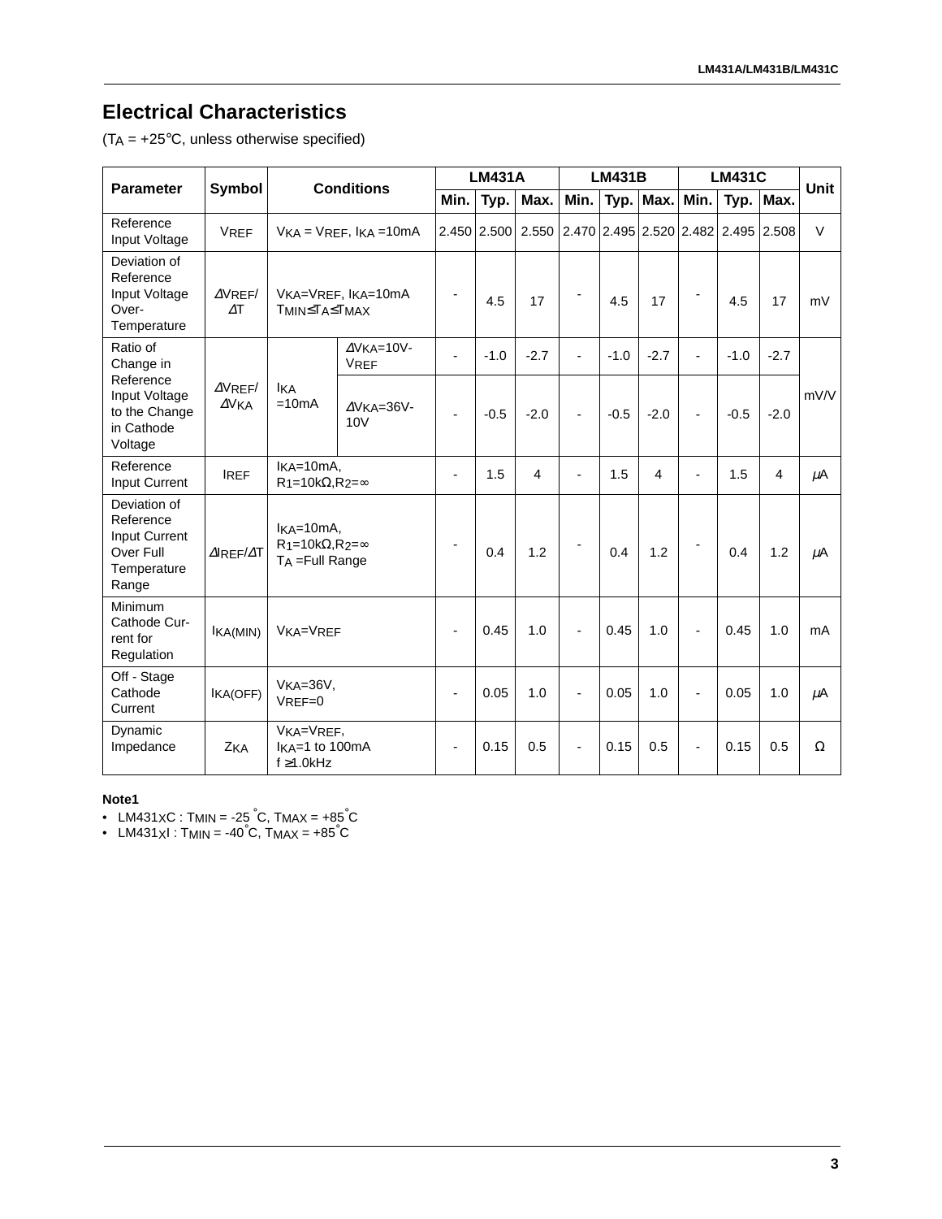## Electrical Characteristics

($T_A$ = +25°C, unless otherwise specified)

| Parameter | Symbol | Conditions | | LM431A | | | LM431B | | | LM431C | | | Unit |
|---|---|---|---|---|---|---|---|---|---|---|---|---|---|
| | | | | Min. | Typ. | Max. | Min. | Typ. | Max. | Min. | Typ. | Max. | |
| Reference Input Voltage | $V_{REF}$ | $V_{KA} = V_{REF}$, $I_{KA}$ =10mA | | 2.450 | 2.500 | 2.550 | 2.470 | 2.495 | 2.520 | 2.482 | 2.495 | 2.508 | V |
| Deviation of Reference Input Voltage Over-Temperature | $\Delta V_{REF}/\Delta T$ | $V_{KA}=V_{REF}$, $I_{KA}$=10mA $T_{MIN} \le T_A \le T_{MAX}$ | | - | 4.5 | 17 | - | 4.5 | 17 | - | 4.5 | 17 | mV |
| Ratio of Change in Reference Input Voltage to the Change in Cathode Voltage | $\Delta V_{REF}/\Delta V_{KA}$ | $I_{KA}$ =10mA | $\Delta V_{KA}$=10V-$V_{REF}$ | - | -1.0 | -2.7 | - | -1.0 | -2.7 | - | -1.0 | -2.7 | mV/V |
| | | | $\Delta V_{KA}$=36V-10V | - | -0.5 | -2.0 | - | -0.5 | -2.0 | - | -0.5 | -2.0 | |
| Reference Input Current | $I_{REF}$ | $I_{KA}$=10mA, $R_1$=10kΩ,$R_2$=∞ | | - | 1.5 | 4 | - | 1.5 | 4 | - | 1.5 | 4 | μA |
| Deviation of Reference Input Current Over Full Temperature Range | $\Delta I_{REF}/\Delta T$ | $I_{KA}$=10mA, $R_1$=10kΩ,$R_2$=∞ $T_A$ =Full Range | | - | 0.4 | 1.2 | - | 0.4 | 1.2 | - | 0.4 | 1.2 | μA |
| Minimum Cathode Current for Regulation | $I_{KA(MIN)}$ | $V_{KA}=V_{REF}$ | | - | 0.45 | 1.0 | - | 0.45 | 1.0 | - | 0.45 | 1.0 | mA |
| Off - Stage Cathode Current | $I_{KA(OFF)}$ | $V_{KA}$=36V, $V_{REF}$=0 | | - | 0.05 | 1.0 | - | 0.05 | 1.0 | - | 0.05 | 1.0 | μA |
| Dynamic Impedance | $Z_{KA}$ | $V_{KA}=V_{REF}$, $I_{KA}$=1 to 100mA f ≥1.0kHz | | - | 0.15 | 0.5 | - | 0.15 | 0.5 | - | 0.15 | 0.5 | Ω |

**Note1**

- LM431XC : $T_{MIN}$ = -25 °C, $T_{MAX}$ = +85°C
- LM431XI : $T_{MIN}$ = -40°C, $T_{MAX}$ = +85°C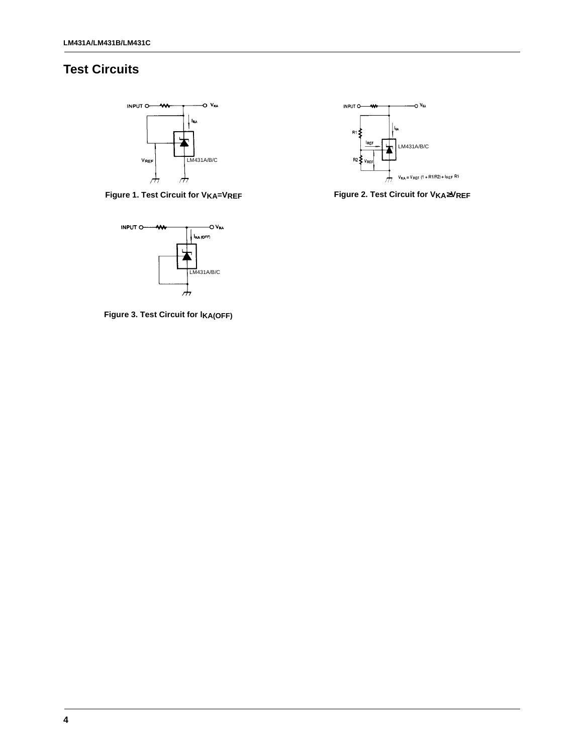## Test Circuits

Figure 1. Test Circuit for $V_{KA}=V_{REF}$

Figure 2. Test Circuit for $V_{KA} \geq V_{REF}$

Figure 3. Test Circuit for $I_{KA(OFF)}$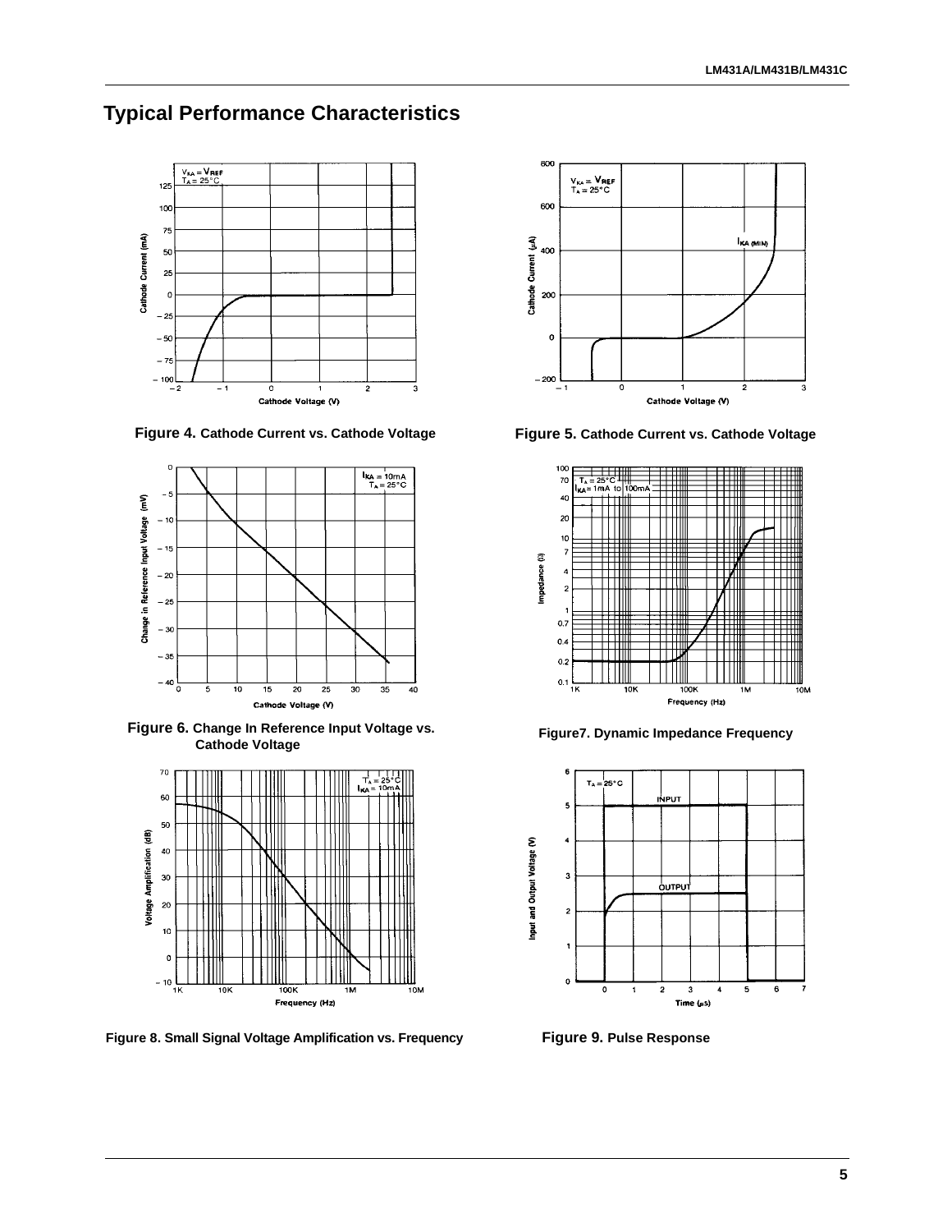## Typical Performance Characteristics

**Figure 4.** Cathode Current vs. Cathode Voltage

**Figure 5.** Cathode Current vs. Cathode Voltage

**Figure 6.** Change In Reference Input Voltage vs. Cathode Voltage

**Figure7.** Dynamic Impedance Frequency

**Figure 8.** Small Signal Voltage Amplification vs. Frequency

**Figure 9.** Pulse Response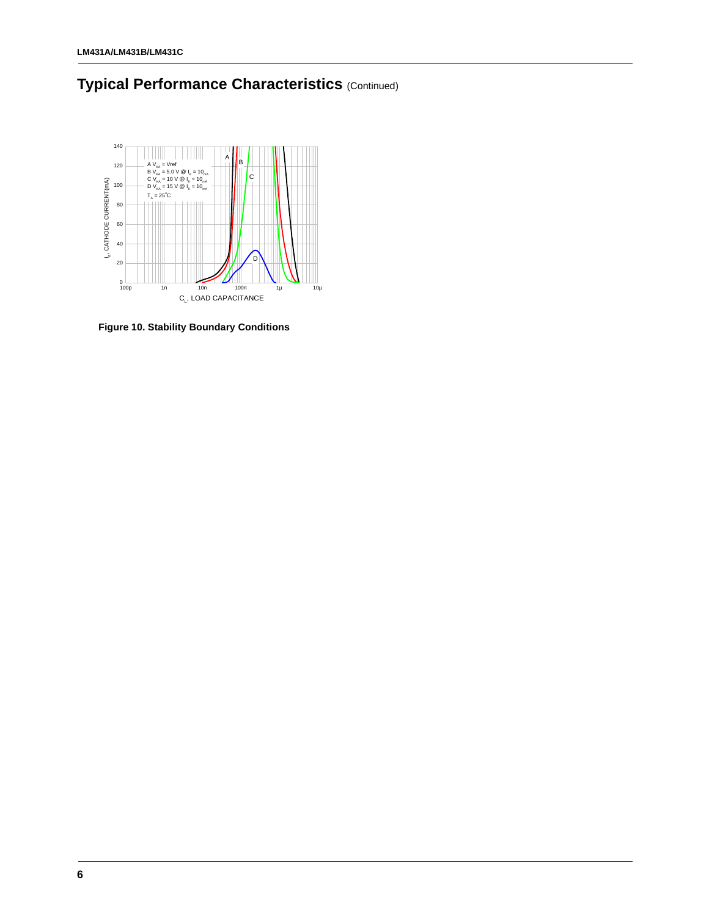## Typical Performance Characteristics (Continued)

Figure 10. Stability Boundary Conditions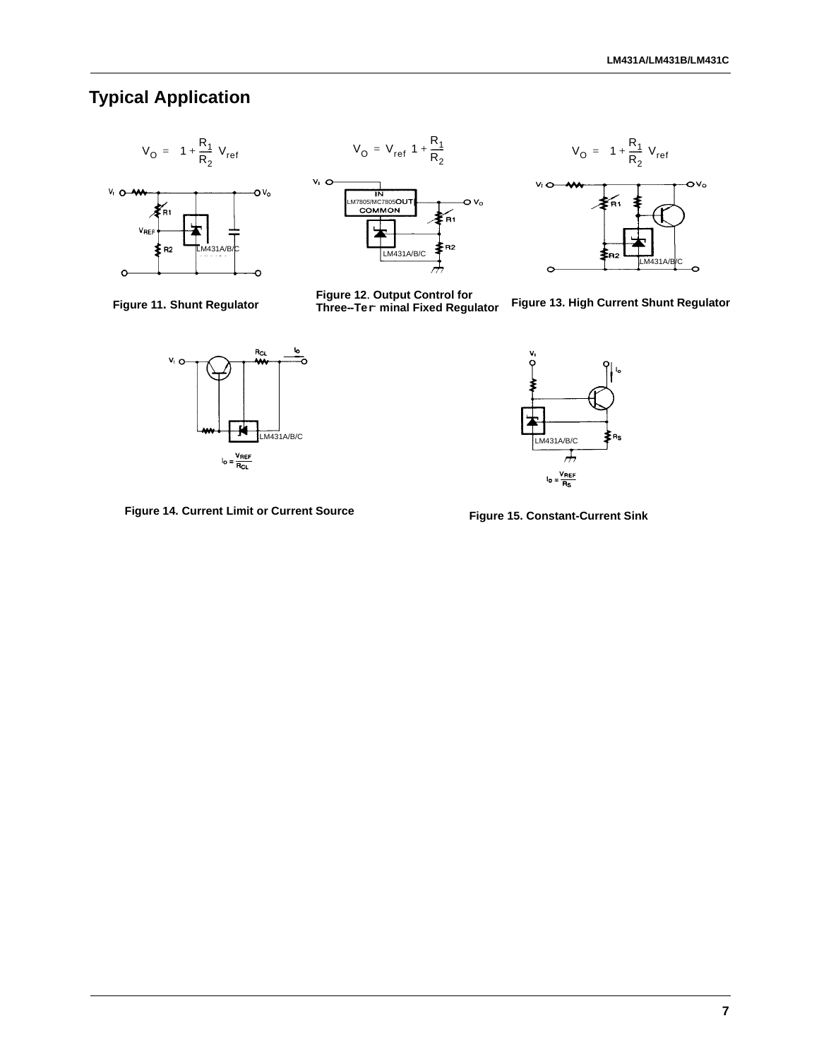## Typical Application

$$V_O = \left(1 + \frac{R_1}{R_2}\right) V_{ref}$$

Figure 11. Shunt Regulator

$$V_O = V_{ref}\left(1 + \frac{R_1}{R_2}\right)$$

Figure 12. Output Control for Three-Terminal Fixed Regulator

$$V_O = \left(1 + \frac{R_1}{R_2}\right) V_{ref}$$

Figure 13. High Current Shunt Regulator

$$I_O = \frac{V_{REF}}{R_{CL}}$$

Figure 14. Current Limit or Current Source

$$I_O = \frac{V_{REF}}{R_S}$$

Figure 15. Constant-Current Sink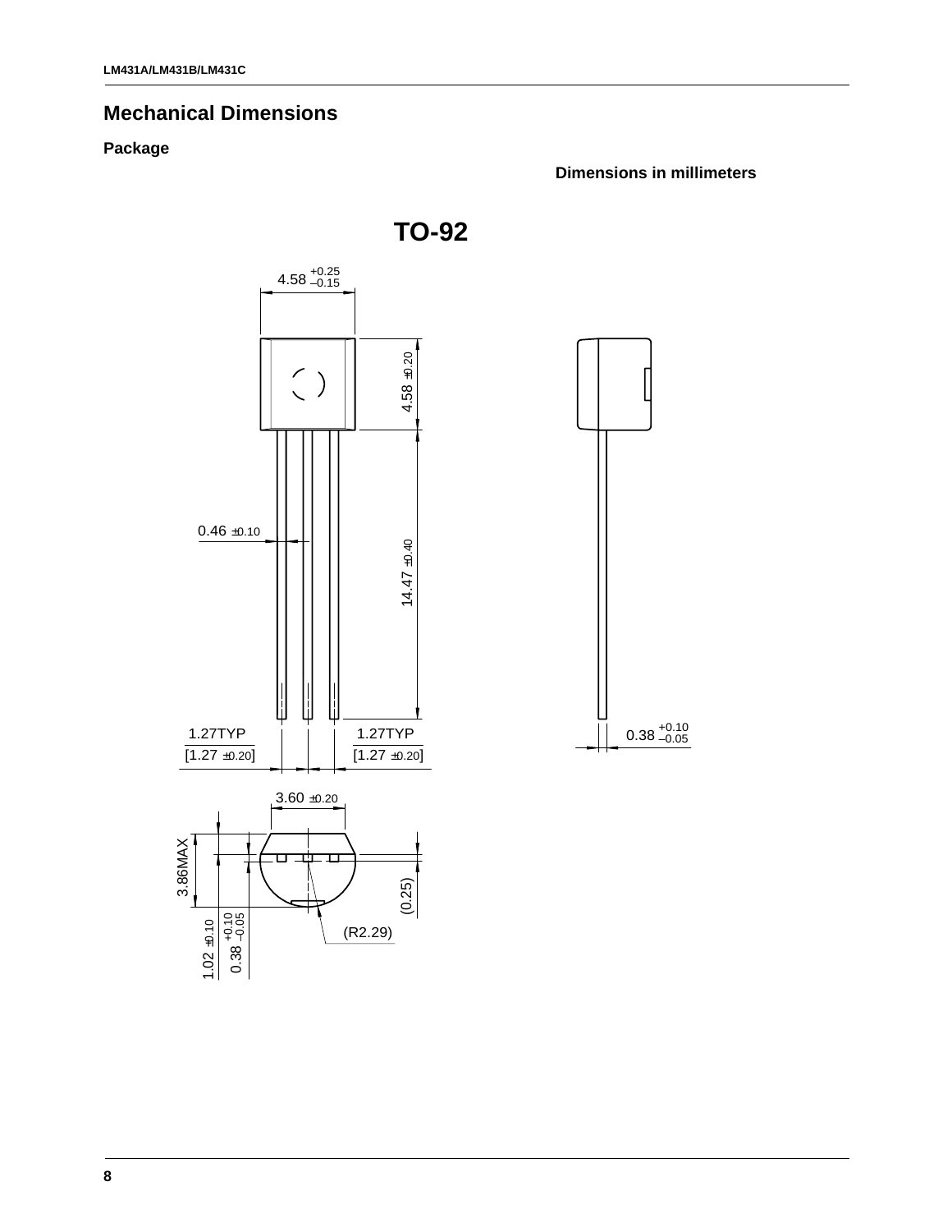## Mechanical Dimensions

### Package

**Dimensions in millimeters**

**TO-92**

4.58 $^{+0.25}_{-0.15}$

4.58 ±0.20

0.46 ±0.10

14.47 ±0.40

1.27TYP [1.27 ±0.20]

1.27TYP [1.27 ±0.20]

0.38 $^{+0.10}_{-0.05}$

3.60 ±0.20

3.86MAX

(0.25)

1.02 ±0.10

0.38 $^{+0.10}_{-0.05}$

(R2.29)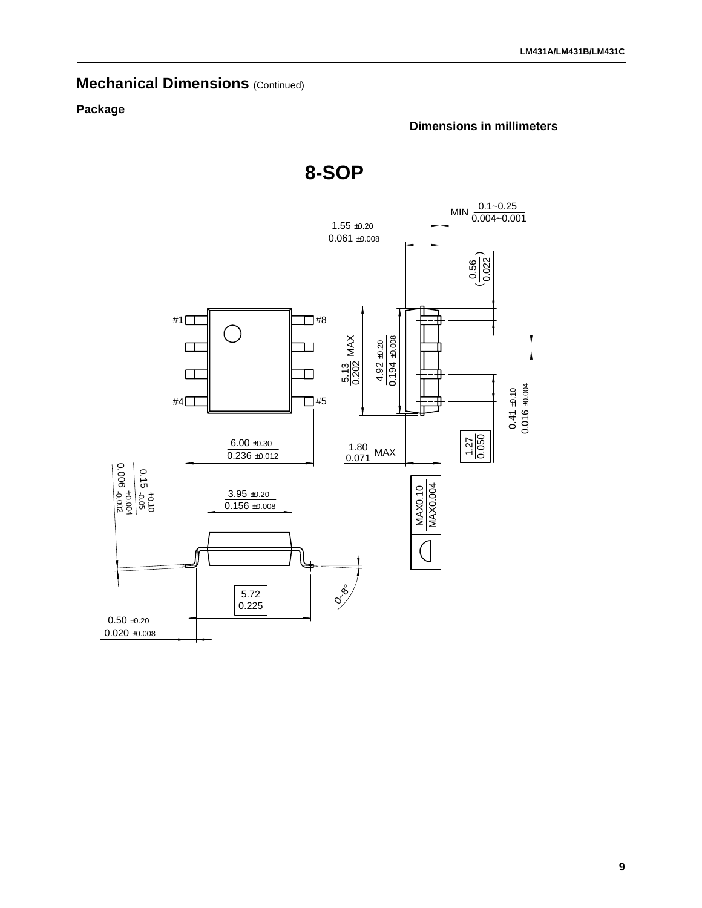## Mechanical Dimensions (Continued)

### Package

**Dimensions in millimeters**

# 8-SOP

MIN 0.1~0.25 / 0.004~0.001

1.55 ±0.20 / 0.061 ±0.008

(0.56 / 0.022)

#1 #8 #4 #5

5.13 / 0.202 MAX

4.92 ±0.20 / 0.194 ±0.008

0.41 ±0.10 / 0.016 ±0.004

1.27 / 0.050

6.00 ±0.30 / 0.236 ±0.012

1.80 / 0.071 MAX

0.15 +0.10 -0.05 / 0.006 +0.004 -0.002

3.95 ±0.20 / 0.156 ±0.008

MAX0.10 / MAX0.004

5.72 / 0.225

0~8°

0.50 ±0.20 / 0.020 ±0.008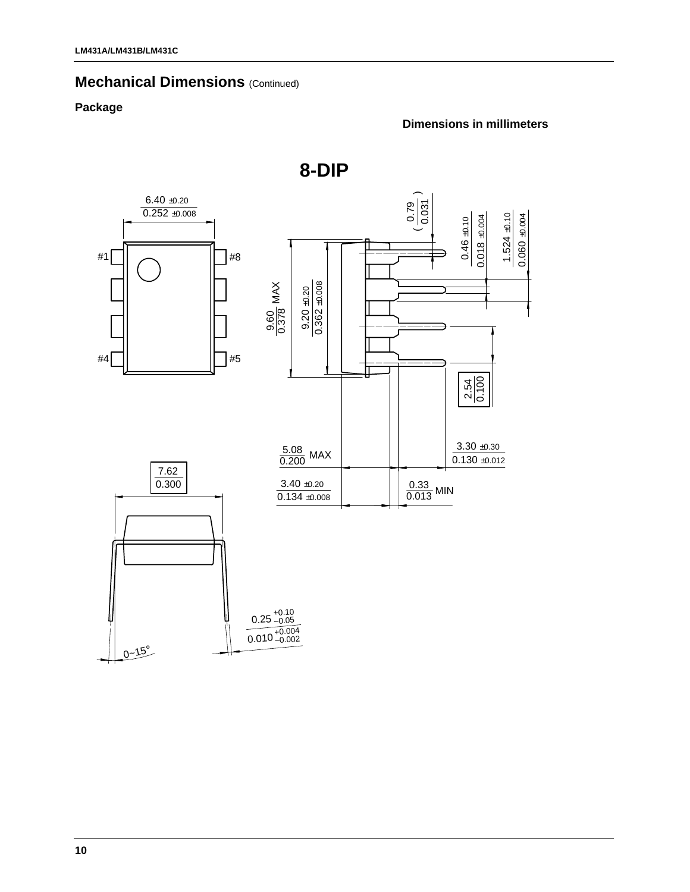## Mechanical Dimensions (Continued)

### Package

**Dimensions in millimeters**

**8-DIP**

6.40 ±0.20
0.252 ±0.008

#1 #8

#4 #5

9.60 / 0.378 MAX

9.20 ±0.20 / 0.362 ±0.008

( 0.79 / 0.031 )

0.46 ±0.10 / 0.018 ±0.004

1.524 ±0.10 / 0.060 ±0.004

2.54 / 0.100

5.08 / 0.200 MAX

3.30 ±0.30 / 0.130 ±0.012

3.40 ±0.20 / 0.134 ±0.008

0.33 / 0.013 MIN

7.62 / 0.300

0.25 +0.10 −0.05 / 0.010 +0.004 −0.002

0~15°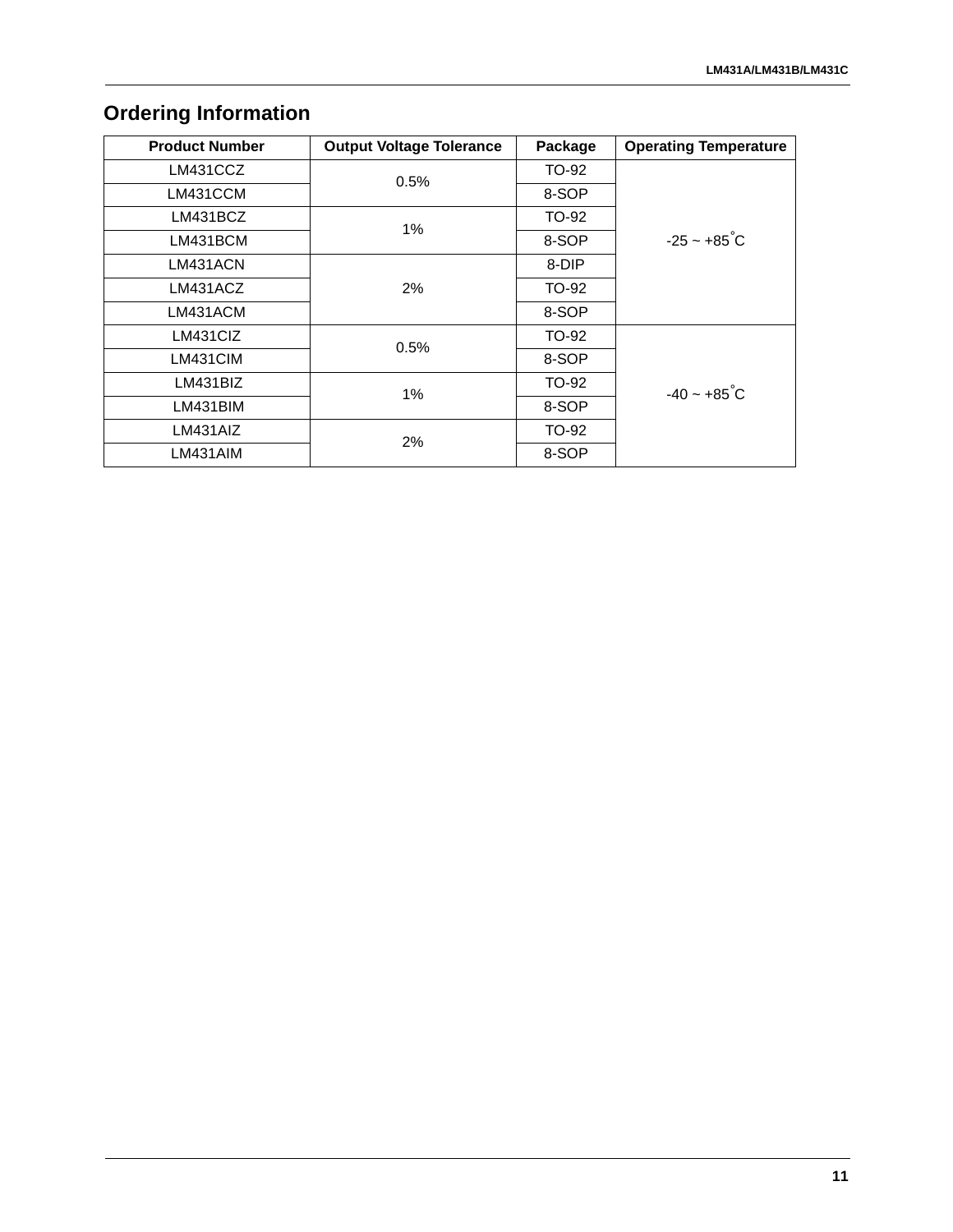## Ordering Information

| Product Number | Output Voltage Tolerance | Package | Operating Temperature |
|---|---|---|---|
| LM431CCZ | 0.5% | TO-92 | -25 ~ +85°C |
| LM431CCM | | 8-SOP | |
| LM431BCZ | 1% | TO-92 | |
| LM431BCM | | 8-SOP | |
| LM431ACN | 2% | 8-DIP | |
| LM431ACZ | | TO-92 | |
| LM431ACM | | 8-SOP | |
| LM431CIZ | 0.5% | TO-92 | -40 ~ +85°C |
| LM431CIM | | 8-SOP | |
| LM431BIZ | 1% | TO-92 | |
| LM431BIM | | 8-SOP | |
| LM431AIZ | 2% | TO-92 | |
| LM431AIM | | 8-SOP | |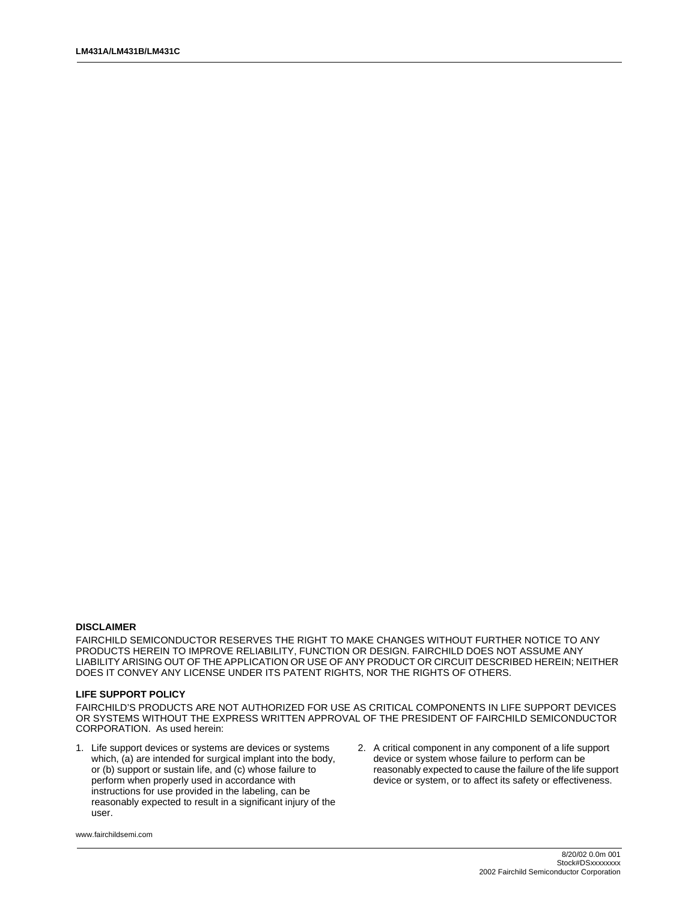**DISCLAIMER**

FAIRCHILD SEMICONDUCTOR RESERVES THE RIGHT TO MAKE CHANGES WITHOUT FURTHER NOTICE TO ANY PRODUCTS HEREIN TO IMPROVE RELIABILITY, FUNCTION OR DESIGN. FAIRCHILD DOES NOT ASSUME ANY LIABILITY ARISING OUT OF THE APPLICATION OR USE OF ANY PRODUCT OR CIRCUIT DESCRIBED HEREIN; NEITHER DOES IT CONVEY ANY LICENSE UNDER ITS PATENT RIGHTS, NOR THE RIGHTS OF OTHERS.

**LIFE SUPPORT POLICY**

FAIRCHILD'S PRODUCTS ARE NOT AUTHORIZED FOR USE AS CRITICAL COMPONENTS IN LIFE SUPPORT DEVICES OR SYSTEMS WITHOUT THE EXPRESS WRITTEN APPROVAL OF THE PRESIDENT OF FAIRCHILD SEMICONDUCTOR CORPORATION. As used herein:

1. Life support devices or systems are devices or systems which, (a) are intended for surgical implant into the body, or (b) support or sustain life, and (c) whose failure to perform when properly used in accordance with instructions for use provided in the labeling, can be reasonably expected to result in a significant injury of the user.
2. A critical component in any component of a life support device or system whose failure to perform can be reasonably expected to cause the failure of the life support device or system, or to affect its safety or effectiveness.

www.fairchildsemi.com

8/20/02 0.0m 001
Stock#DSxxxxxxxx
2002 Fairchild Semiconductor Corporation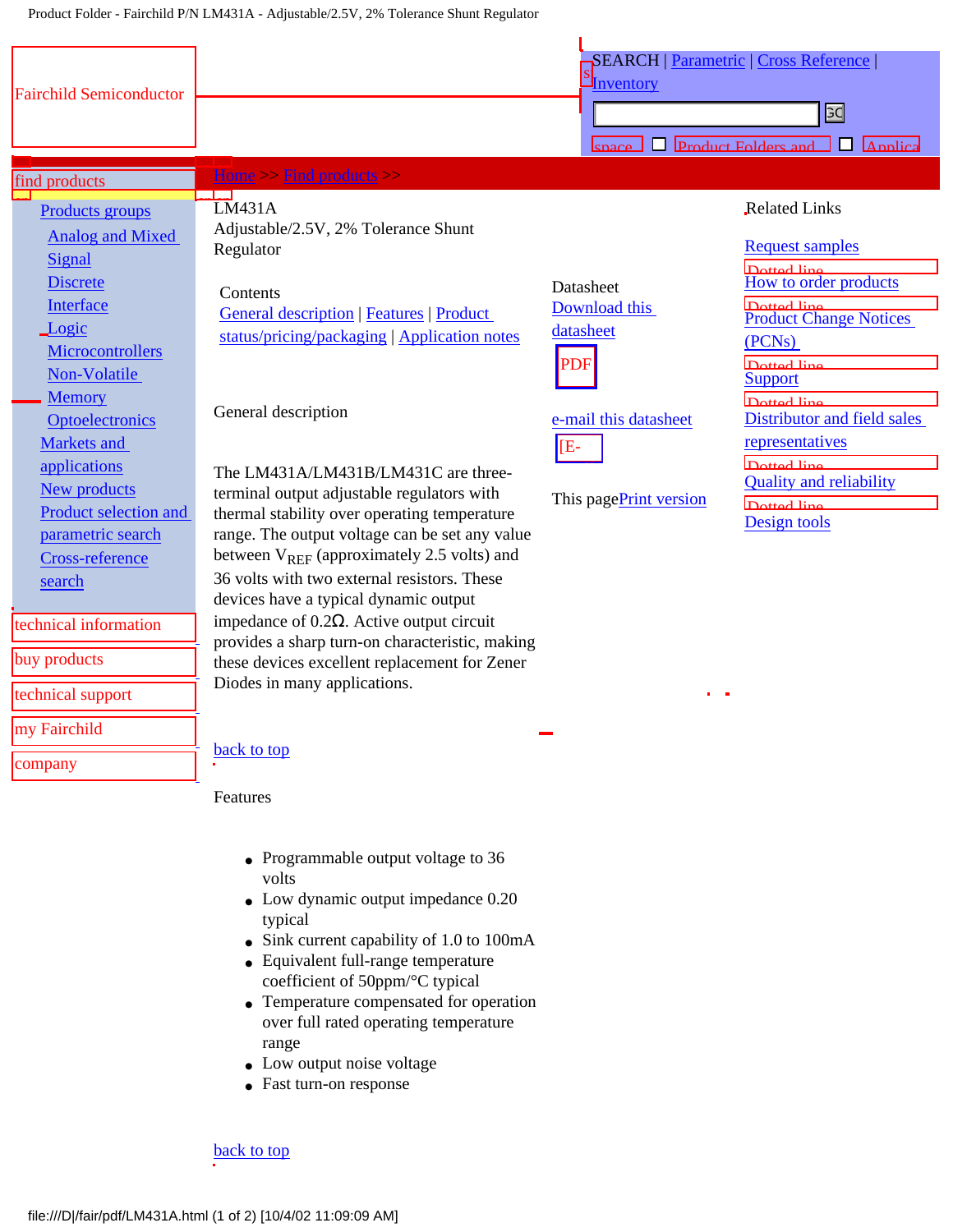Product Folder - Fairchild P/N LM431A - Adjustable/2.5V, 2% Tolerance Shunt Regulator

Fairchild Semiconductor

SEARCH | Parametric | Cross Reference | Inventory

GO

space Product Folders and Applica

find products

- Products groups
  - Analog and Mixed Signal
  - Discrete
  - Interface
  - Logic
  - Microcontrollers
  - Non-Volatile Memory
  - Optoelectronics
- Markets and applications
- New products
- Product selection and parametric search
- Cross-reference search

technical information

buy products

technical support

my Fairchild

company

Home >> Find products >>

# LM431A

Adjustable/2.5V, 2% Tolerance Shunt Regulator

Contents

General description | Features | Product status/pricing/packaging | Application notes

Datasheet

Download this datasheet

PDF

e-mail this datasheet

[E-

This page Print version

Related Links

Request samples

How to order products

Product Change Notices (PCNs)

Support

Distributor and field sales representatives

Quality and reliability

Design tools

## General description

The LM431A/LM431B/LM431C are three-terminal output adjustable regulators with thermal stability over operating temperature range. The output voltage can be set any value between $V_{REF}$ (approximately 2.5 volts) and 36 volts with two external resistors. These devices have a typical dynamic output impedance of 0.2Ω. Active output circuit provides a sharp turn-on characteristic, making these devices excellent replacement for Zener Diodes in many applications.

back to top

## Features

- Programmable output voltage to 36 volts
- Low dynamic output impedance 0.20 typical
- Sink current capability of 1.0 to 100mA
- Equivalent full-range temperature coefficient of 50ppm/°C typical
- Temperature compensated for operation over full rated operating temperature range
- Low output noise voltage
- Fast turn-on response

back to top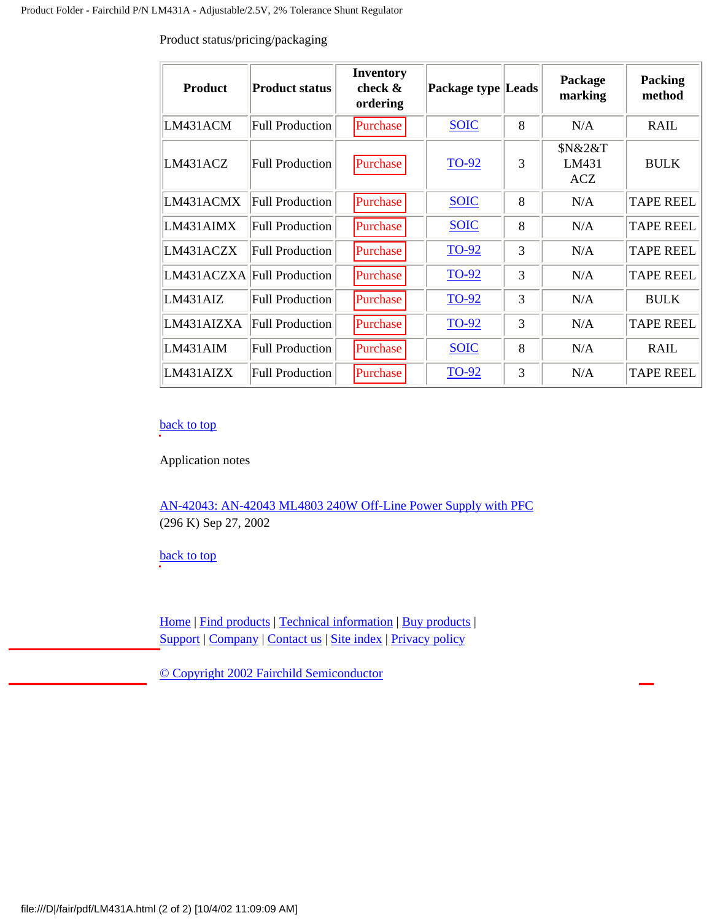Product status/pricing/packaging

| Product | Product status | Inventory check & ordering | Package type | Leads | Package marking | Packing method |
|---|---|---|---|---|---|---|
| LM431ACM | Full Production | Purchase | SOIC | 8 | N/A | RAIL |
| LM431ACZ | Full Production | Purchase | TO-92 | 3 | $N&2&T LM431 ACZ | BULK |
| LM431ACMX | Full Production | Purchase | SOIC | 8 | N/A | TAPE REEL |
| LM431AIMX | Full Production | Purchase | SOIC | 8 | N/A | TAPE REEL |
| LM431ACZX | Full Production | Purchase | TO-92 | 3 | N/A | TAPE REEL |
| LM431ACZXA | Full Production | Purchase | TO-92 | 3 | N/A | TAPE REEL |
| LM431AIZ | Full Production | Purchase | TO-92 | 3 | N/A | BULK |
| LM431AIZXA | Full Production | Purchase | TO-92 | 3 | N/A | TAPE REEL |
| LM431AIM | Full Production | Purchase | SOIC | 8 | N/A | RAIL |
| LM431AIZX | Full Production | Purchase | TO-92 | 3 | N/A | TAPE REEL |

back to top

Application notes

AN-42043: AN-42043 ML4803 240W Off-Line Power Supply with PFC
(296 K) Sep 27, 2002

back to top

Home | Find products | Technical information | Buy products |
Support | Company | Contact us | Site index | Privacy policy

© Copyright 2002 Fairchild Semiconductor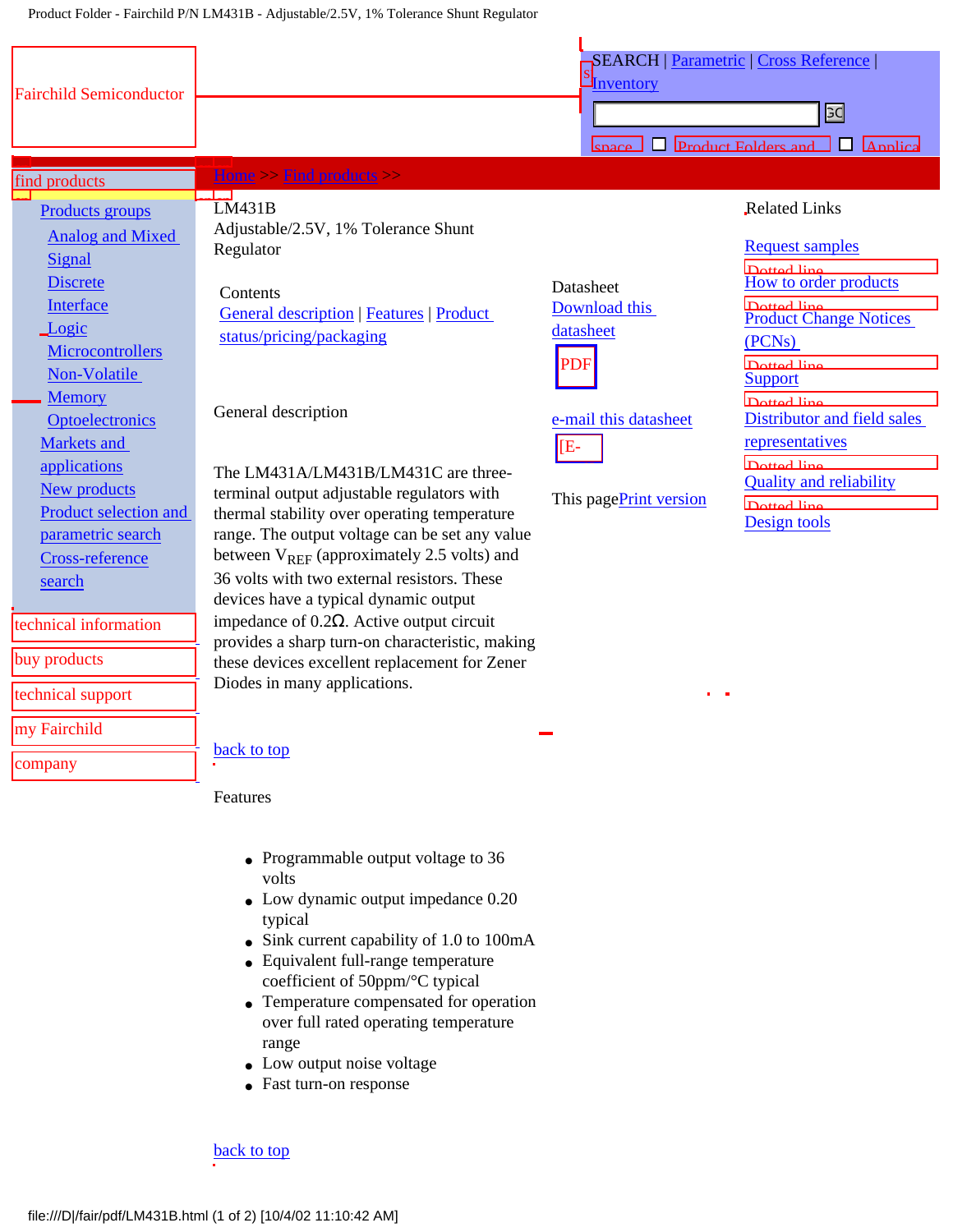Fairchild Semiconductor

SEARCH | Parametric | Cross Reference | Inventory

find products

Home >> Find products >>

Products groups
- Analog and Mixed Signal
- Discrete
- Interface
- Logic
- Microcontrollers
- Non-Volatile Memory
- Optoelectronics

Markets and applications
New products
Product selection and parametric search
Cross-reference search

technical information
buy products
technical support
my Fairchild
company

LM431B
Adjustable/2.5V, 1% Tolerance Shunt Regulator

Contents
General description | Features | Product status/pricing/packaging

Datasheet
Download this datasheet

e-mail this datasheet

This page Print version

Related Links

- Request samples
- How to order products
- Product Change Notices (PCNs)
- Support
- Distributor and field sales representatives
- Quality and reliability
- Design tools

## General description

The LM431A/LM431B/LM431C are three-terminal output adjustable regulators with thermal stability over operating temperature range. The output voltage can be set any value between $V_{REF}$ (approximately 2.5 volts) and 36 volts with two external resistors. These devices have a typical dynamic output impedance of 0.2Ω. Active output circuit provides a sharp turn-on characteristic, making these devices excellent replacement for Zener Diodes in many applications.

back to top

## Features

- Programmable output voltage to 36 volts
- Low dynamic output impedance 0.20 typical
- Sink current capability of 1.0 to 100mA
- Equivalent full-range temperature coefficient of 50ppm/°C typical
- Temperature compensated for operation over full rated operating temperature range
- Low output noise voltage
- Fast turn-on response

back to top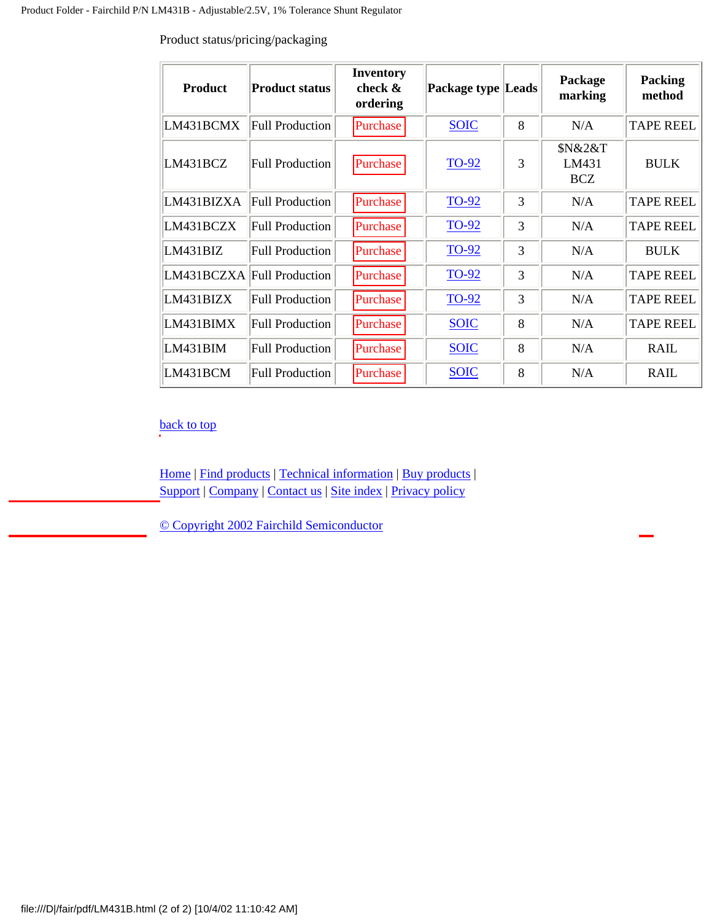Product status/pricing/packaging

| Product | Product status | Inventory check & ordering | Package type | Leads | Package marking | Packing method |
|---|---|---|---|---|---|---|
| LM431BCMX | Full Production | Purchase | SOIC | 8 | N/A | TAPE REEL |
| LM431BCZ | Full Production | Purchase | TO-92 | 3 | $N&2&T LM431 BCZ | BULK |
| LM431BIZXA | Full Production | Purchase | TO-92 | 3 | N/A | TAPE REEL |
| LM431BCZX | Full Production | Purchase | TO-92 | 3 | N/A | TAPE REEL |
| LM431BIZ | Full Production | Purchase | TO-92 | 3 | N/A | BULK |
| LM431BCZXA | Full Production | Purchase | TO-92 | 3 | N/A | TAPE REEL |
| LM431BIZX | Full Production | Purchase | TO-92 | 3 | N/A | TAPE REEL |
| LM431BIMX | Full Production | Purchase | SOIC | 8 | N/A | TAPE REEL |
| LM431BIM | Full Production | Purchase | SOIC | 8 | N/A | RAIL |
| LM431BCM | Full Production | Purchase | SOIC | 8 | N/A | RAIL |

back to top

Home | Find products | Technical information | Buy products | Support | Company | Contact us | Site index | Privacy policy

© Copyright 2002 Fairchild Semiconductor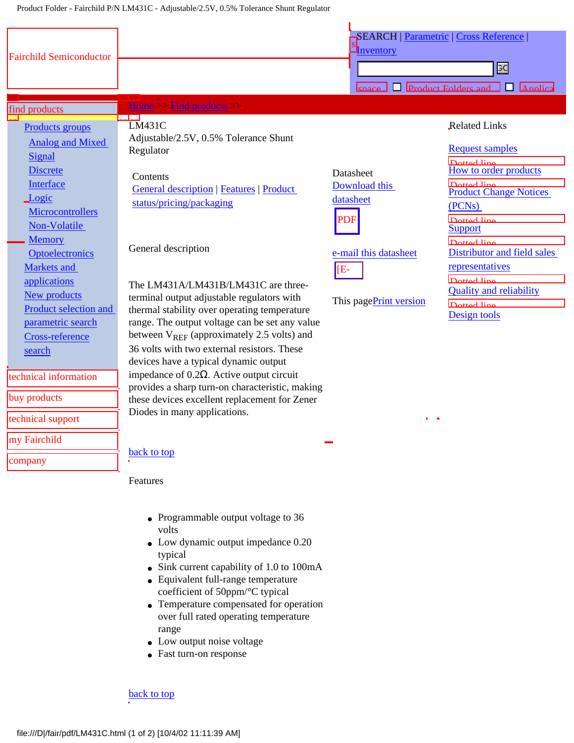Fairchild Semiconductor

SEARCH | Parametric | Cross Reference | Inventory

GO

space Product Folders and Applica

find products

Home >> Find products >>

- Products groups
  - Analog and Mixed Signal
  - Discrete
  - Interface
  - Logic
  - Microcontrollers
  - Non-Volatile Memory
  - Optoelectronics
- Markets and applications
- New products
- Product selection and parametric search
- Cross-reference search

technical information

buy products

technical support

my Fairchild

company

LM431C

Adjustable/2.5V, 0.5% Tolerance Shunt Regulator

Contents

General description | Features | Product status/pricing/packaging

Datasheet

Download this datasheet

PDF

e-mail this datasheet

[E-

This page Print version

Related Links

Request samples

How to order products

Product Change Notices (PCNs)

Support

Distributor and field sales representatives

Quality and reliability

Design tools

General description

The LM431A/LM431B/LM431C are three-terminal output adjustable regulators with thermal stability over operating temperature range. The output voltage can be set any value between $V_{REF}$ (approximately 2.5 volts) and 36 volts with two external resistors. These devices have a typical dynamic output impedance of 0.2Ω. Active output circuit provides a sharp turn-on characteristic, making these devices excellent replacement for Zener Diodes in many applications.

back to top

Features

- Programmable output voltage to 36 volts
- Low dynamic output impedance 0.20 typical
- Sink current capability of 1.0 to 100mA
- Equivalent full-range temperature coefficient of 50ppm/°C typical
- Temperature compensated for operation over full rated operating temperature range
- Low output noise voltage
- Fast turn-on response

back to top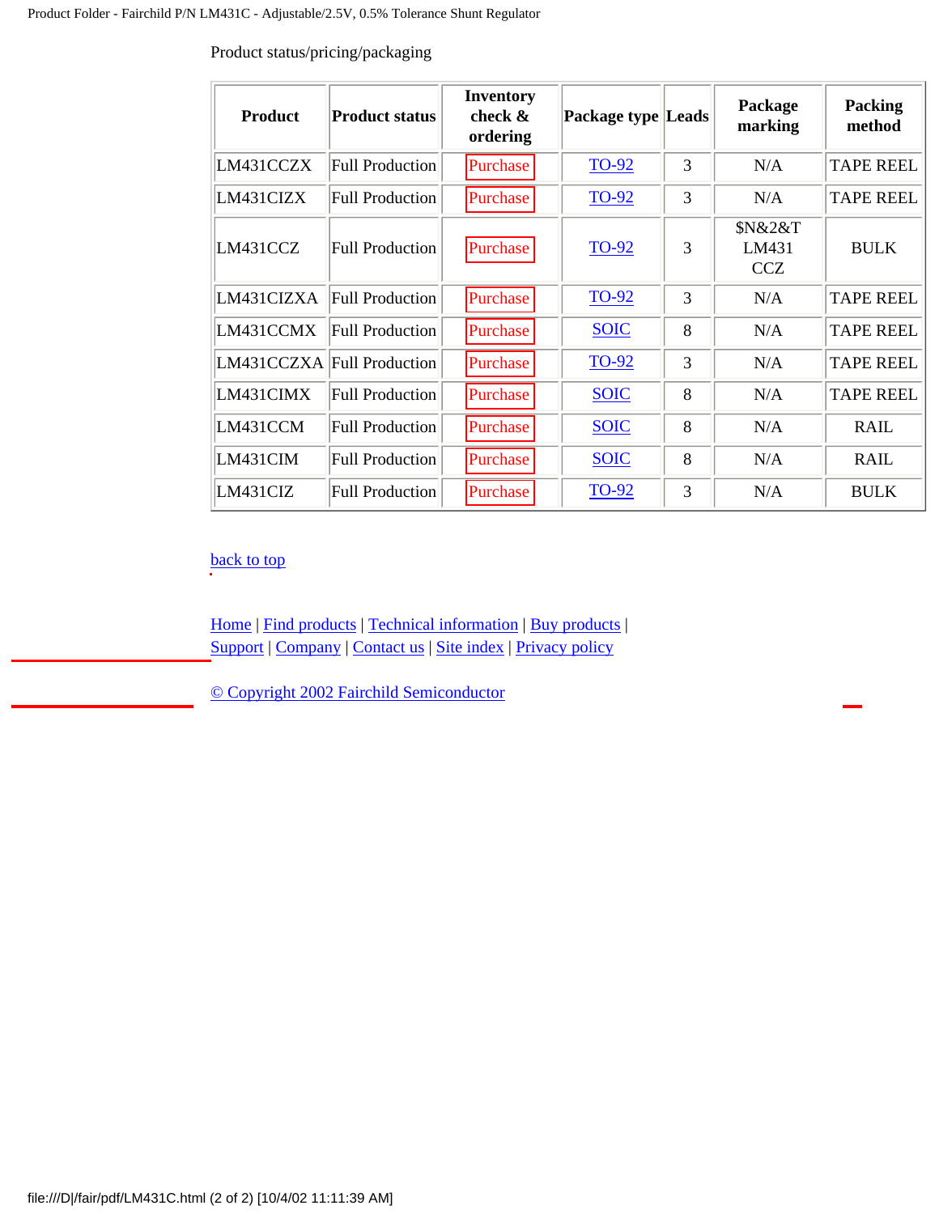Product status/pricing/packaging

| Product | Product status | Inventory check & ordering | Package type | Leads | Package marking | Packing method |
|---|---|---|---|---|---|---|
| LM431CCZX | Full Production | Purchase | TO-92 | 3 | N/A | TAPE REEL |
| LM431CIZX | Full Production | Purchase | TO-92 | 3 | N/A | TAPE REEL |
| LM431CCZ | Full Production | Purchase | TO-92 | 3 | $N&2&T LM431 CCZ | BULK |
| LM431CIZXA | Full Production | Purchase | TO-92 | 3 | N/A | TAPE REEL |
| LM431CCMX | Full Production | Purchase | SOIC | 8 | N/A | TAPE REEL |
| LM431CCZXA | Full Production | Purchase | TO-92 | 3 | N/A | TAPE REEL |
| LM431CIMX | Full Production | Purchase | SOIC | 8 | N/A | TAPE REEL |
| LM431CCM | Full Production | Purchase | SOIC | 8 | N/A | RAIL |
| LM431CIM | Full Production | Purchase | SOIC | 8 | N/A | RAIL |
| LM431CIZ | Full Production | Purchase | TO-92 | 3 | N/A | BULK |

back to top

Home | Find products | Technical information | Buy products | Support | Company | Contact us | Site index | Privacy policy

© Copyright 2002 Fairchild Semiconductor